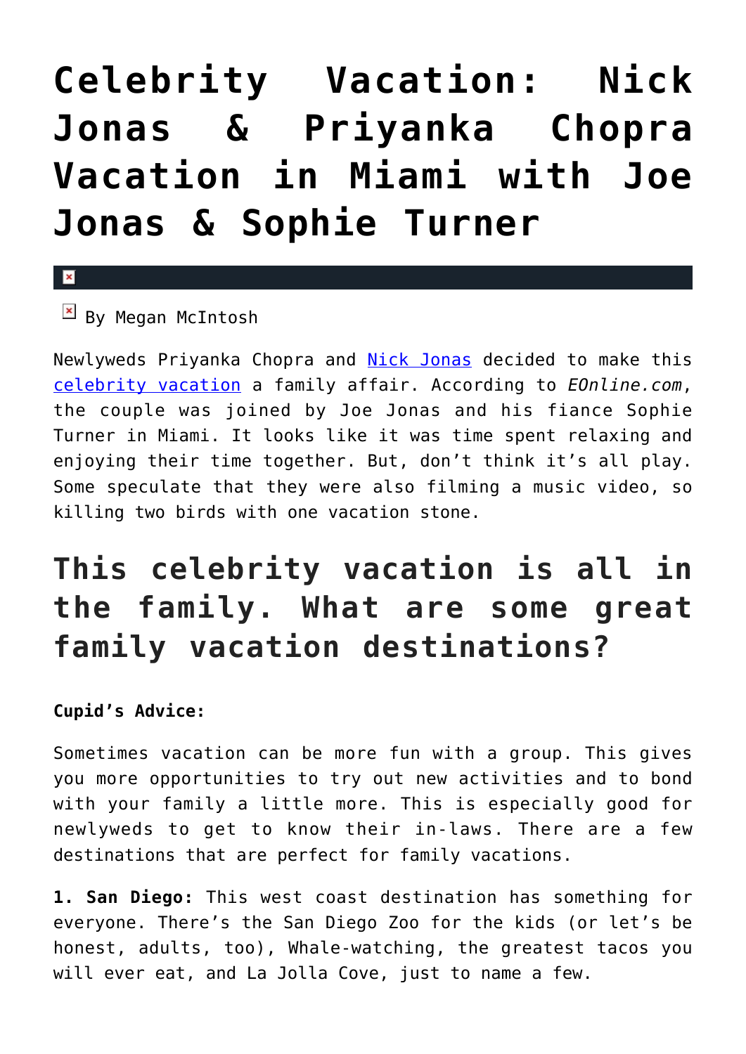# Celebrity Vacation: Nick Jonas & Priyanka Chopra Vacation in Miami with Joe Jonas & Sophie Turner

By Megan McIntosh

Newlyweds Priyanka Chopra and Nick Jonas decided to make this celebrity vacation a family affair. According to *EOnline.com*, the couple was joined by Joe Jonas and his fiance Sophie Turner in Miami. It looks like it was time spent relaxing and enjoying their time together. But, don't think it's all play. Some speculate that they were also filming a music video, so killing two birds with one vacation stone.

## This celebrity vacation is all in the family. What are some great family vacation destinations?

**Cupid's Advice:**

Sometimes vacation can be more fun with a group. This gives you more opportunities to try out new activities and to bond with your family a little more. This is especially good for newlyweds to get to know their in-laws. There are a few destinations that are perfect for family vacations.

**1. San Diego:** This west coast destination has something for everyone. There's the San Diego Zoo for the kids (or let's be honest, adults, too), Whale-watching, the greatest tacos you will ever eat, and La Jolla Cove, just to name a few.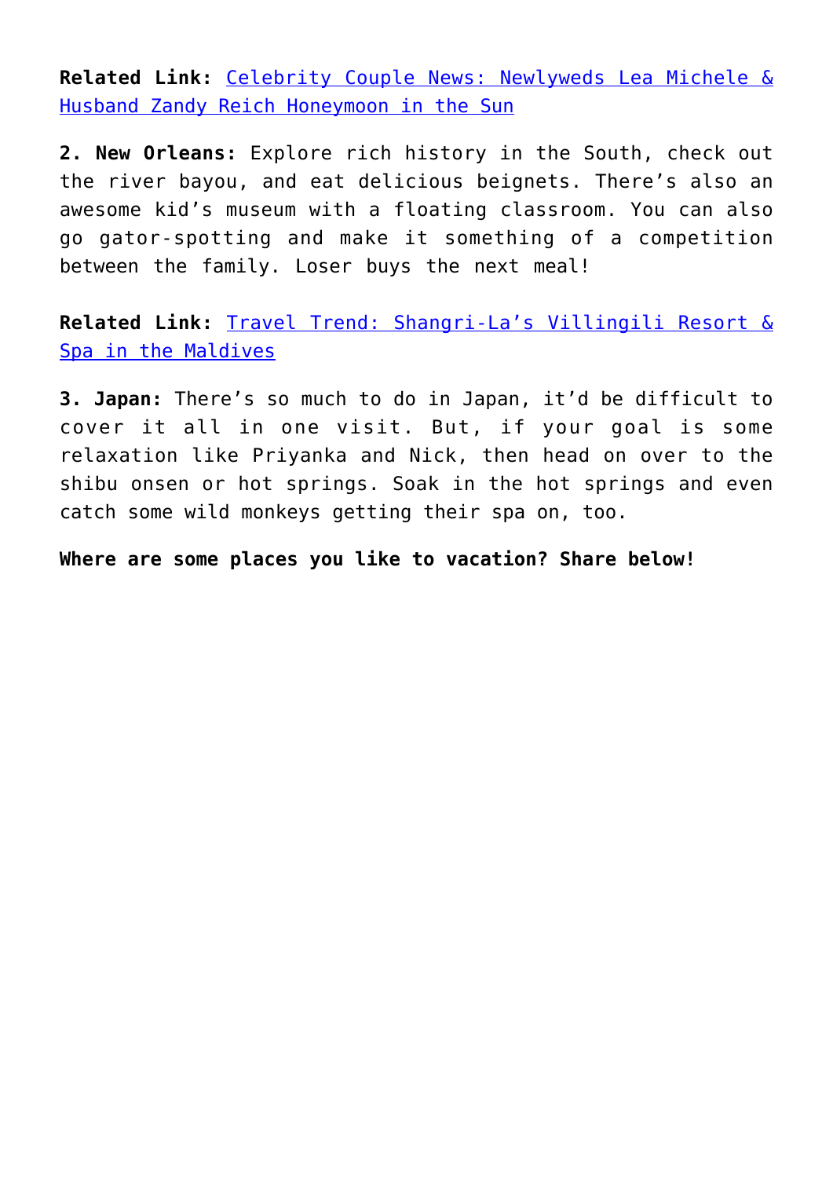**Related Link:** Celebrity Couple News: Newlyweds Lea Michele & Husband Zandy Reich Honeymoon in the Sun

**2. New Orleans:** Explore rich history in the South, check out the river bayou, and eat delicious beignets. There's also an awesome kid's museum with a floating classroom. You can also go gator-spotting and make it something of a competition between the family. Loser buys the next meal!

**Related Link:** Travel Trend: Shangri-La's Villingili Resort & Spa in the Maldives

**3. Japan:** There's so much to do in Japan, it'd be difficult to cover it all in one visit. But, if your goal is some relaxation like Priyanka and Nick, then head on over to the shibu onsen or hot springs. Soak in the hot springs and even catch some wild monkeys getting their spa on, too.

**Where are some places you like to vacation? Share below!**